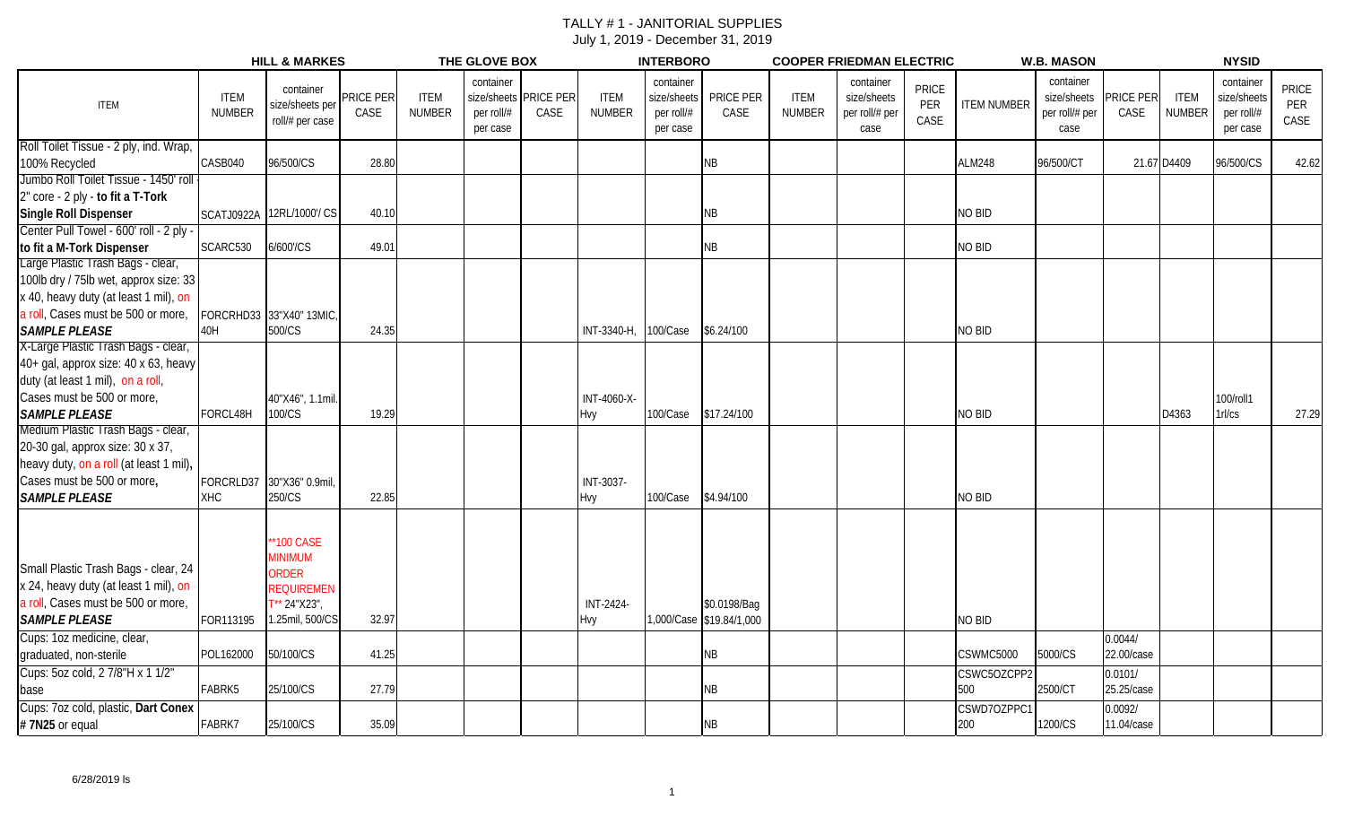# TALLY # 1 - JANITORIAL SUPPLIES

July 1, 2019 - December 31, 2019

| ITEM | HILL & MARKES | | | THE GLOVE BOX | | | INTERBORO | | | COOPER FRIEDMAN ELECTRIC | | | W.B. MASON | | | NYSID | | |
|---|---|---|---|---|---|---|---|---|---|---|---|---|---|---|---|---|---|---|
| | ITEM NUMBER | container size/sheets per roll/# per case | PRICE PER CASE | ITEM NUMBER | container size/sheets per roll/# per case | PRICE PER CASE | ITEM NUMBER | container size/sheets per roll/# per case | PRICE PER CASE | ITEM NUMBER | container size/sheets per roll/# per case | PRICE PER CASE | ITEM NUMBER | container size/sheets per roll/# per case | PRICE PER CASE | ITEM NUMBER | container size/sheets per roll/# per case | PRICE PER CASE |
| Roll Toilet Tissue - 2 ply, ind. Wrap, 100% Recycled | CASB040 | 96/500/CS | 28.80 | | | | | | NB | | | | ALM248 | 96/500/CT | 21.67 | D4409 | 96/500/CS | 42.62 |
| Jumbo Roll Toilet Tissue - 1450' roll - 2" core - 2 ply - **to fit a T-Tork Single Roll Dispenser** | SCATJ0922A | 12RL/1000'/ CS | 40.10 | | | | | | NB | | | | NO BID | | | | | |
| Center Pull Towel - 600' roll - 2 ply - **to fit a M-Tork Dispenser** | SCARC530 | 6/600'/CS | 49.01 | | | | | | NB | | | | NO BID | | | | | |
| Large Plastic Trash Bags - clear, 100lb dry / 75lb wet, approx size: 33 x 40, heavy duty (at least 1 mil), on a roll, Cases must be 500 or more, ***SAMPLE PLEASE*** | FORCRHD33 40H | 33"X40" 13MIC, 500/CS | 24.35 | | | | INT-3340-H, | 100/Case | $6.24/100 | | | | NO BID | | | | | |
| X-Large Plastic Trash Bags - clear, 40+ gal, approx size: 40 x 63, heavy duty (at least 1 mil), on a roll, Cases must be 500 or more, ***SAMPLE PLEASE*** | FORCL48H | 40"X46", 1.1mil. 100/CS | 19.29 | | | | INT-4060-X-Hvy | 100/Case | $17.24/100 | | | | NO BID | | | D4363 | 100/roll1 1rl/cs | 27.29 |
| Medium Plastic Trash Bags - clear, 20-30 gal, approx size: 30 x 37, heavy duty, on a roll (at least 1 mil), Cases must be 500 or more, ***SAMPLE PLEASE*** | FORCRLD37 XHC | 30"X36" 0.9mil, 250/CS | 22.85 | | | | INT-3037-Hvy | 100/Case | $4.94/100 | | | | NO BID | | | | | |
| Small Plastic Trash Bags - clear, 24 x 24, heavy duty (at least 1 mil), on a roll, Cases must be 500 or more, ***SAMPLE PLEASE*** | FOR113195 | **100 CASE MINIMUM ORDER REQUIREMENT** 24"X23", 1.25mil, 500/CS | 32.97 | | | | INT-2424-Hvy | 1,000/Case | $0.0198/Bag $19.84/1,000 | | | | NO BID | | | | | |
| Cups: 1oz medicine, clear, graduated, non-sterile | POL162000 | 50/100/CS | 41.25 | | | | | | NB | | | | CSWMC5000 | 5000/CS | 0.0044/ 22.00/case | | | |
| Cups: 5oz cold, 2 7/8"H x 1 1/2" base | FABRK5 | 25/100/CS | 27.79 | | | | | | NB | | | | CSWC5OZCPP2 500 | 2500/CT | 0.0101/ 25.25/case | | | |
| Cups: 7oz cold, plastic, **Dart Conex # 7N25** or equal | FABRK7 | 25/100/CS | 35.09 | | | | | | NB | | | | CSWD7OZPPC1 200 | 1200/CS | 0.0092/ 11.04/case | | | |

6/28/2019 ls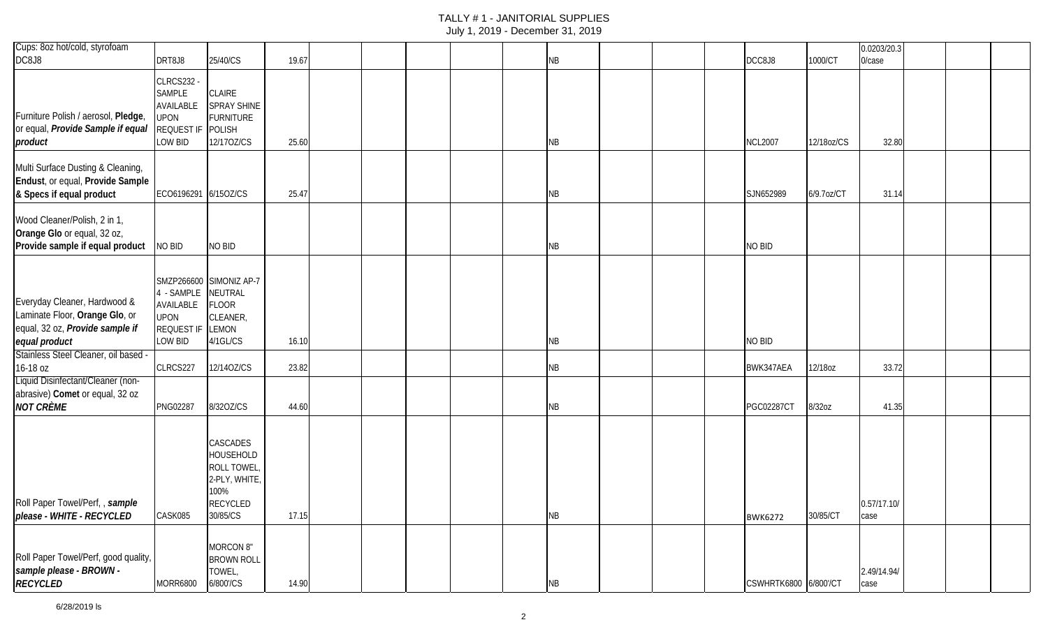# TALLY # 1 - JANITORIAL SUPPLIES
July 1, 2019 - December 31, 2019

| | | | | | | | | | | | | | | | | | |
|---|---|---|---|---|---|---|---|---|---|---|---|---|---|---|---|---|---|
| Cups: 8oz hot/cold, styrofoam DC8J8 | DRT8J8 | 25/40/CS | 19.67 | | | | | | NB | | | | DCC8J8 | 1000/CT | 0.0203/20.30/case | | | |
| Furniture Polish / aerosol, **Pledge**, or equal, ***Provide Sample if equal product*** | CLRCS232 - SAMPLE AVAILABLE UPON REQUEST IF LOW BID | CLAIRE SPRAY SHINE FURNITURE POLISH 12/17OZ/CS | 25.60 | | | | | | NB | | | | NCL2007 | 12/18oz/CS | 32.80 | | | |
| Multi Surface Dusting & Cleaning, **Endust**, or equal, **Provide Sample & Specs if equal product** | ECO6196291 | 6/15OZ/CS | 25.47 | | | | | | NB | | | | SJN652989 | 6/9.7oz/CT | 31.14 | | | |
| Wood Cleaner/Polish, 2 in 1, **Orange Glo** or equal, 32 oz, **Provide sample if equal product** | NO BID | NO BID | | | | | | | NB | | | | NO BID | | | | | |
| Everyday Cleaner, Hardwood & Laminate Floor, **Orange Glo**, or equal, 32 oz, ***Provide sample if equal product*** | SMZP2666004 - SAMPLE AVAILABLE UPON REQUEST IF LOW BID | SIMONIZ AP-7 NEUTRAL FLOOR CLEANER, LEMON 4/1GL/CS | 16.10 | | | | | | NB | | | | NO BID | | | | | |
| Stainless Steel Cleaner, oil based - 16-18 oz | CLRCS227 | 12/14OZ/CS | 23.82 | | | | | | NB | | | | BWK347AEA | 12/18oz | 33.72 | | | |
| Liquid Disinfectant/Cleaner (non-abrasive) **Comet** or equal, 32 oz ***NOT CRÈME*** | PNG02287 | 8/32OZ/CS | 44.60 | | | | | | NB | | | | PGC02287CT | 8/32oz | 41.35 | | | |
| Roll Paper Towel/Perf, , ***sample please - WHITE - RECYCLED*** | CASK085 | CASCADES HOUSEHOLD ROLL TOWEL, 2-PLY, WHITE, 100% RECYCLED 30/85/CS | 17.15 | | | | | | NB | | | | BWK6272 | 30/85/CT | 0.57/17.10/case | | | |
| Roll Paper Towel/Perf, good quality, ***sample please - BROWN - RECYCLED*** | MORR6800 | MORCON 8" BROWN ROLL TOWEL, 6/800'/CS | 14.90 | | | | | | NB | | | | CSWHRTK6800 | 6/800'/CT | 2.49/14.94/case | | | |

6/28/2019 ls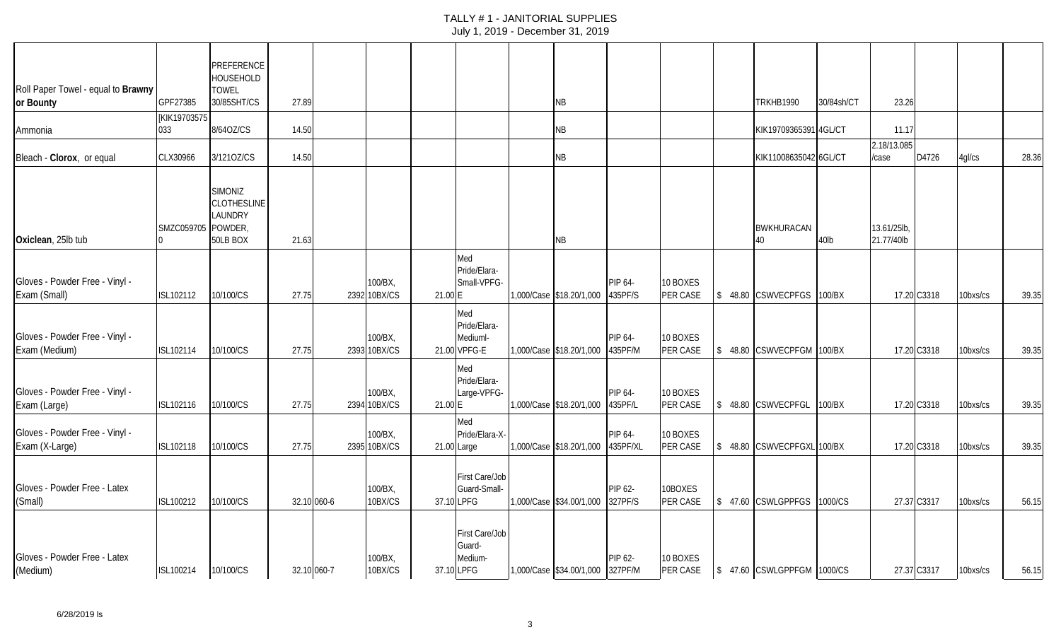| | | | | | | | | | | | | | | | | | | |
|---|---|---|---|---|---|---|---|---|---|---|---|---|---|---|---|---|---|---|
| Roll Paper Towel - equal to **Brawny or Bounty** | GPF27385 | PREFERENCE HOUSEHOLD TOWEL 30/85SHT/CS | 27.89 | | | | | | NB | | | | TRKHB1990 | 30/84sh/CT | 23.26 | | | |
| Ammonia | [KIK19703575 033 | 8/64OZ/CS | 14.50 | | | | | | NB | | | | KIK19709365391 | 4GL/CT | 11.17 | | | |
| Bleach - **Clorox**, or equal | CLX30966 | 3/121OZ/CS | 14.50 | | | | | | NB | | | | KIK11008635042 | 6GL/CT | 2.18/13.085 /case | D4726 | 4gl/cs | 28.36 |
| **Oxiclean**, 25lb tub | SMZC059705 0 | SIMONIZ CLOTHESLINE LAUNDRY POWDER, 50LB BOX | 21.63 | | | | | | NB | | | | BWKHURACAN 40 | 40lb | 13.61/25lb, 21.77/40lb | | | |
| Gloves - Powder Free - Vinyl - Exam (Small) | ISL102112 | 10/100/CS | 27.75 | 2392 | 100/BX, 10BX/CS | 21.00 | Med Pride/Elara-Small-VPFG-E | 1,000/Case | $18.20/1,000 | PIP 64-435PF/S | 10 BOXES PER CASE | $ 48.80 | CSWVECPFGS | 100/BX | 17.20 | C3318 | 10bxs/cs | 39.35 |
| Gloves - Powder Free - Vinyl - Exam (Medium) | ISL102114 | 10/100/CS | 27.75 | 2393 | 100/BX, 10BX/CS | 21.00 | Med Pride/Elara-Mediuml-VPFG-E | 1,000/Case | $18.20/1,000 | PIP 64-435PF/M | 10 BOXES PER CASE | $ 48.80 | CSWVECPFGM | 100/BX | 17.20 | C3318 | 10bxs/cs | 39.35 |
| Gloves - Powder Free - Vinyl - Exam (Large) | ISL102116 | 10/100/CS | 27.75 | 2394 | 100/BX, 10BX/CS | 21.00 | Med Pride/Elara-Large-VPFG-E | 1,000/Case | $18.20/1,000 | PIP 64-435PF/L | 10 BOXES PER CASE | $ 48.80 | CSWVECPFGL | 100/BX | 17.20 | C3318 | 10bxs/cs | 39.35 |
| Gloves - Powder Free - Vinyl - Exam (X-Large) | ISL102118 | 10/100/CS | 27.75 | 2395 | 100/BX, 10BX/CS | 21.00 | Med Pride/Elara-X-Large | 1,000/Case | $18.20/1,000 | PIP 64-435PF/XL | 10 BOXES PER CASE | $ 48.80 | CSWVECPFGXL | 100/BX | 17.20 | C3318 | 10bxs/cs | 39.35 |
| Gloves - Powder Free - Latex (Small) | ISL100212 | 10/100/CS | 32.10 | 060-6 | 100/BX, 10BX/CS | 37.10 | First Care/Job Guard-Small-LPFG | 1,000/Case | $34.00/1,000 | PIP 62-327PF/S | 10BOXES PER CASE | $ 47.60 | CSWLGPPFGS | 1000/CS | 27.37 | C3317 | 10bxs/cs | 56.15 |
| Gloves - Powder Free - Latex (Medium) | ISL100214 | 10/100/CS | 32.10 | 060-7 | 100/BX, 10BX/CS | 37.10 | First Care/Job Guard-Medium-LPFG | 1,000/Case | $34.00/1,000 | PIP 62-327PF/M | 10 BOXES PER CASE | $ 47.60 | CSWLGPPFGM | 1000/CS | 27.37 | C3317 | 10bxs/cs | 56.15 |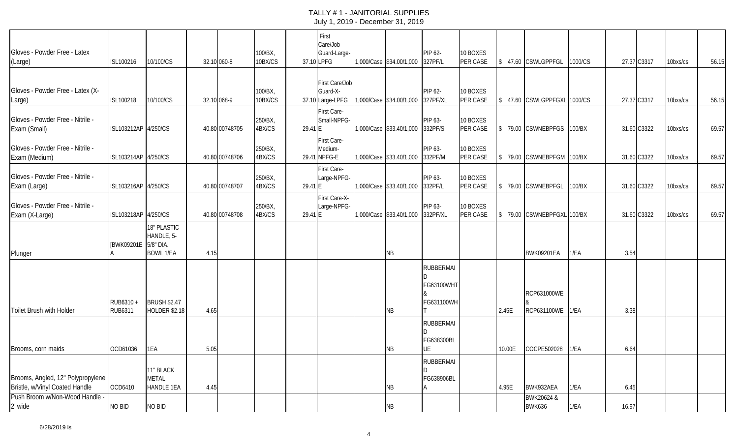# TALLY # 1 - JANITORIAL SUPPLIES

July 1, 2019 - December 31, 2019

| | | | | | | | | | | | | | | | | | | |
|---|---|---|---|---|---|---|---|---|---|---|---|---|---|---|---|---|---|---|
| Gloves - Powder Free - Latex (Large) | ISL100216 | 10/100/CS | 32.10 | 060-8 | 100/BX, 10BX/CS | 37.10 | First Care/Job Guard-Large-LPFG | 1,000/Case | $34.00/1,000 | PIP 62-327PF/L | 10 BOXES PER CASE | $ 47.60 | CSWLGPPFGL | 1000/CS | 27.37 | C3317 | 10bxs/cs | 56.15 |
| Gloves - Powder Free - Latex (X-Large) | ISL100218 | 10/100/CS | 32.10 | 068-9 | 100/BX, 10BX/CS | 37.10 | First Care/Job Guard-X-Large-LPFG | 1,000/Case | $34.00/1,000 | PIP 62-327PF/XL | 10 BOXES PER CASE | $ 47.60 | CSWLGPPFGXL | 1000/CS | 27.37 | C3317 | 10bxs/cs | 56.15 |
| Gloves - Powder Free - Nitrile - Exam (Small) | ISL103212AP | 4/250/CS | 40.80 | 00748705 | 250/BX, 4BX/CS | 29.41 | First Care-Small-NPFG-E | 1,000/Case | $33.40/1,000 | PIP 63-332PF/S | 10 BOXES PER CASE | $ 79.00 | CSWNEBPFGS | 100/BX | 31.60 | C3322 | 10bxs/cs | 69.57 |
| Gloves - Powder Free - Nitrile - Exam (Medium) | ISL103214AP | 4/250/CS | 40.80 | 00748706 | 250/BX, 4BX/CS | 29.41 | First Care-Medium-NPFG-E | 1,000/Case | $33.40/1,000 | PIP 63-332PF/M | 10 BOXES PER CASE | $ 79.00 | CSWNEBPFGM | 100/BX | 31.60 | C3322 | 10bxs/cs | 69.57 |
| Gloves - Powder Free - Nitrile - Exam (Large) | ISL103216AP | 4/250/CS | 40.80 | 00748707 | 250/BX, 4BX/CS | 29.41 | First Care-Large-NPFG-E | 1,000/Case | $33.40/1,000 | PIP 63-332PF/L | 10 BOXES PER CASE | $ 79.00 | CSWNEBPFGL | 100/BX | 31.60 | C3322 | 10bxs/cs | 69.57 |
| Gloves - Powder Free - Nitrile - Exam (X-Large) | ISL103218AP | 4/250/CS | 40.80 | 00748708 | 250/BX, 4BX/CS | 29.41 | First Care-X-Large-NPFG-E | 1,000/Case | $33.40/1,000 | PIP 63-332PF/XL | 10 BOXES PER CASE | $ 79.00 | CSWNEBPFGXL | 100/BX | 31.60 | C3322 | 10bxs/cs | 69.57 |
| Plunger | [BWK09201EA | 18" PLASTIC HANDLE, 5-5/8" DIA. BOWL 1/EA | 4.15 | | | | | | NB | | | | BWK09201EA | 1/EA | 3.54 | | | |
| Toilet Brush with Holder | RUB6310 + RUB6311 | BRUSH $2.47 HOLDER $2.18 | 4.65 | | | | | | NB | RUBBERMAID FG63100WHT & FG631100WHT | | 2.45E | RCP631000WE & RCP631100WE | 1/EA | 3.38 | | | |
| Brooms, corn maids | OCD61036 | 1EA | 5.05 | | | | | | NB | RUBBERMAID FG638300BLUE | | 10.00E | COCPE502028 | 1/EA | 6.64 | | | |
| Brooms, Angled, 12" Polypropylene Bristle, w/Vinyl Coated Handle | OCD6410 | 11" BLACK METAL HANDLE 1EA | 4.45 | | | | | | NB | RUBBERMAID FG638906BLA | | 4.95E | BWK932AEA | 1/EA | 6.45 | | | |
| Push Broom w/Non-Wood Handle - 2' wide | NO BID | NO BID | | | | | | | NB | | | | BWK20624 & BWK636 | 1/EA | 16.97 | | | |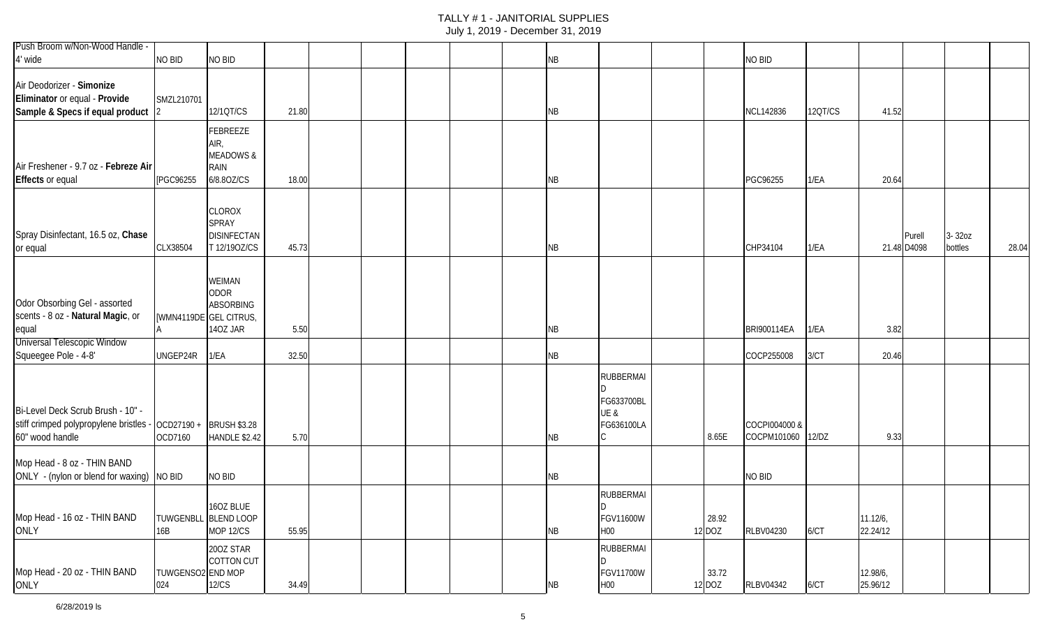# TALLY # 1 - JANITORIAL SUPPLIES

July 1, 2019 - December 31, 2019

| Item | | | | | | | | | | | | | | | | | | | |
|---|---|---|---|---|---|---|---|---|---|---|---|---|---|---|---|---|---|---|---|
| Push Broom w/Non-Wood Handle - 4' wide | NO BID | NO BID | | | | | | | | NB | | | | NO BID | | | | | |
| Air Deodorizer - **Simonize Eliminator** or equal - **Provide Sample & Specs if equal product** | SMZL2107012 | 12/1QT/CS | 21.80 | | | | | | | NB | | | | NCL142836 | 12QT/CS | 41.52 | | | |
| Air Freshener - 9.7 oz - **Febreze Air Effects** or equal | [PGC96255 | FEBREEZE AIR, MEADOWS & RAIN 6/8.8OZ/CS | 18.00 | | | | | | | NB | | | | PGC96255 | 1/EA | 20.64 | | | |
| Spray Disinfectant, 16.5 oz, **Chase** or equal | CLX38504 | CLOROX SPRAY DISINFECTANT 12/19OZ/CS | 45.73 | | | | | | | NB | | | | CHP34104 | 1/EA | 21.48 | Purell D4098 | 3- 32oz bottles | 28.04 |
| Odor Obsorbing Gel - assorted scents - 8 oz - **Natural Magic**, or equal | [WMN4119DEA | WEIMAN ODOR ABSORBING GEL CITRUS, 14OZ JAR | 5.50 | | | | | | | NB | | | | BRI900114EA | 1/EA | 3.82 | | | |
| Universal Telescopic Window Squeegee Pole - 4-8' | UNGEP24R | 1/EA | 32.50 | | | | | | | NB | | | | COCP255008 | 3/CT | 20.46 | | | |
| Bi-Level Deck Scrub Brush - 10" - stiff crimped polypropylene bristles - 60" wood handle | OCD27190 + OCD7160 | BRUSH $3.28 HANDLE $2.42 | 5.70 | | | | | | | NB | RUBBERMAID FG633700BLUE & FG636100LAC | | 8.65E | COCPI004000 & COCPM101060 | 12/DZ | 9.33 | | | |
| Mop Head - 8 oz - THIN BAND ONLY - (nylon or blend for waxing) | NO BID | NO BID | | | | | | | | NB | | | | NO BID | | | | | |
| Mop Head - 16 oz - THIN BAND ONLY | TUWGENBLL16B | 16OZ BLUE BLEND LOOP MOP 12/CS | 55.95 | | | | | | | NB | RUBBERMAID FGV11600WH00 | | 28.92 12 DOZ | RLBV04230 | 6/CT | 11.12/6, 22.24/12 | | | |
| Mop Head - 20 oz - THIN BAND ONLY | TUWGENSO2024 | 20OZ STAR COTTON CUT END MOP 12/CS | 34.49 | | | | | | | NB | RUBBERMAID FGV11700WH00 | | 33.72 12 DOZ | RLBV04342 | 6/CT | 12.98/6, 25.96/12 | | | |

6/28/2019 ls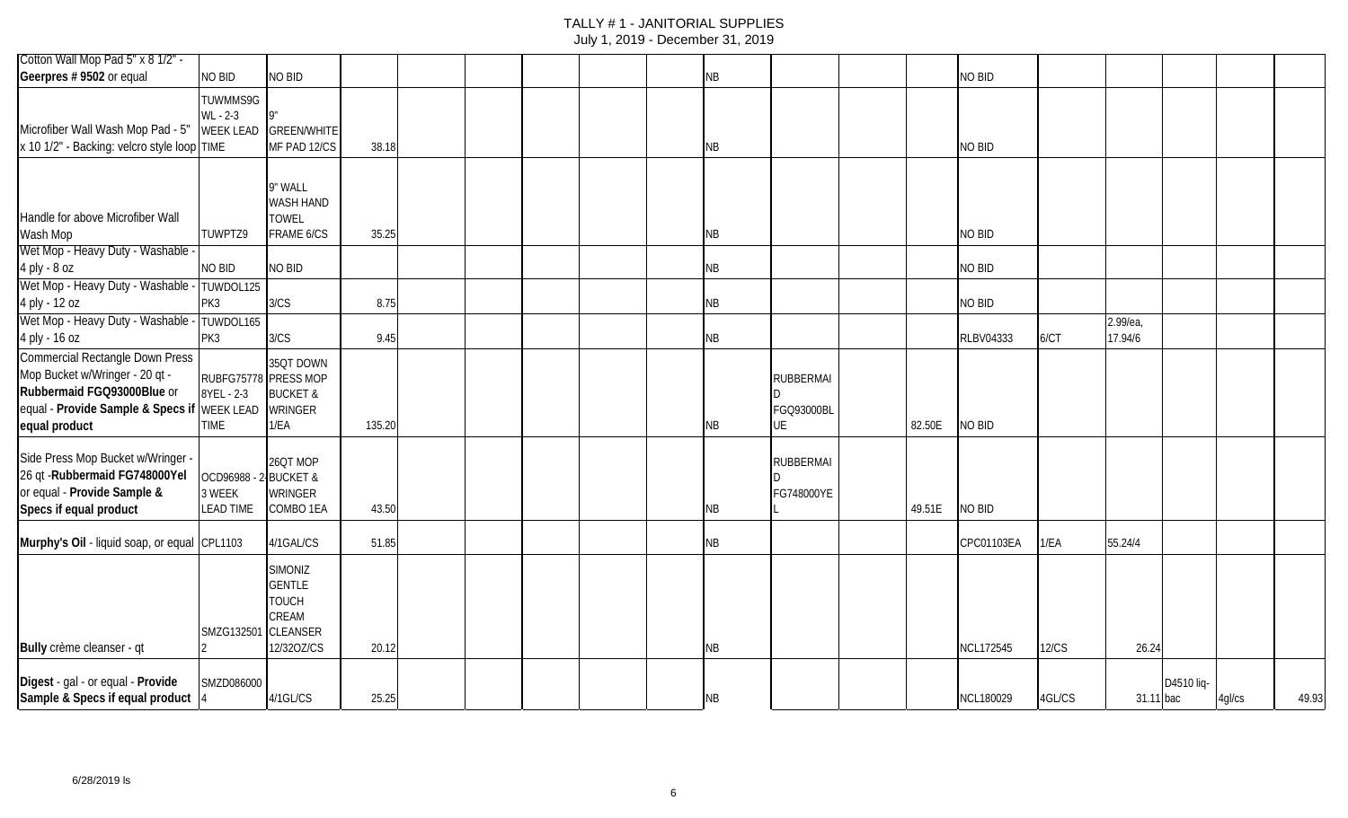| | | | | | | | | | | | | | | | | | | |
|---|---|---|---|---|---|---|---|---|---|---|---|---|---|---|---|---|---|---|
| Cotton Wall Mop Pad 5" x 8 1/2" - **Geerpres # 9502** or equal | NO BID | NO BID | | | | | | | NB | | | | NO BID | | | | | |
| Microfiber Wall Wash Mop Pad - 5" x 10 1/2" - Backing: velcro style loop | TUWMMS9G WL - 2-3 WEEK LEAD TIME | 9" GREEN/WHITE MF PAD 12/CS | 38.18 | | | | | | NB | | | | NO BID | | | | | |
| Handle for above Microfiber Wall Wash Mop | TUWPTZ9 | 9" WALL WASH HAND TOWEL FRAME 6/CS | 35.25 | | | | | | NB | | | | NO BID | | | | | |
| Wet Mop - Heavy Duty - Washable - 4 ply - 8 oz | NO BID | NO BID | | | | | | | NB | | | | NO BID | | | | | |
| Wet Mop - Heavy Duty - Washable - 4 ply - 12 oz | TUWDOL125 PK3 | 3/CS | 8.75 | | | | | | NB | | | | NO BID | | | | | |
| Wet Mop - Heavy Duty - Washable - 4 ply - 16 oz | TUWDOL165 PK3 | 3/CS | 9.45 | | | | | | NB | | | | RLBV04333 | 6/CT | 2.99/ea, 17.94/6 | | | |
| Commercial Rectangle Down Press Mop Bucket w/Wringer - 20 qt - **Rubbermaid FGQ93000Blue** or equal - **Provide Sample & Specs if equal product** | RUBFG75778 8YEL - 2-3 WEEK LEAD TIME | 35QT DOWN PRESS MOP BUCKET & WRINGER 1/EA | 135.20 | | | | | | NB | RUBBERMAID FGQ93000BLUE | | 82.50E | NO BID | | | | | |
| Side Press Mop Bucket w/Wringer - 26 qt -**Rubbermaid FG748000Yel** or equal - **Provide Sample & Specs if equal product** | OCD96988 - 2-3 WEEK LEAD TIME | 26QT MOP BUCKET & WRINGER COMBO 1EA | 43.50 | | | | | | NB | RUBBERMAID FG748000YEL | | 49.51E | NO BID | | | | | |
| **Murphy's Oil** - liquid soap, or equal | CPL1103 | 4/1GAL/CS | 51.85 | | | | | | NB | | | | CPC01103EA | 1/EA | 55.24/4 | | | |
| **Bully** crème cleanser - qt | SMZG1325012 | SIMONIZ GENTLE TOUCH CREAM CLEANSER 12/32OZ/CS | 20.12 | | | | | | NB | | | | NCL172545 | 12/CS | 26.24 | | | |
| **Digest** - gal - or equal - **Provide Sample & Specs if equal product** | SMZD0860004 | 4/1GL/CS | 25.25 | | | | | | NB | | | | NCL180029 | 4GL/CS | 31.11 | D4510 liq-bac | 4gl/cs | 49.93 |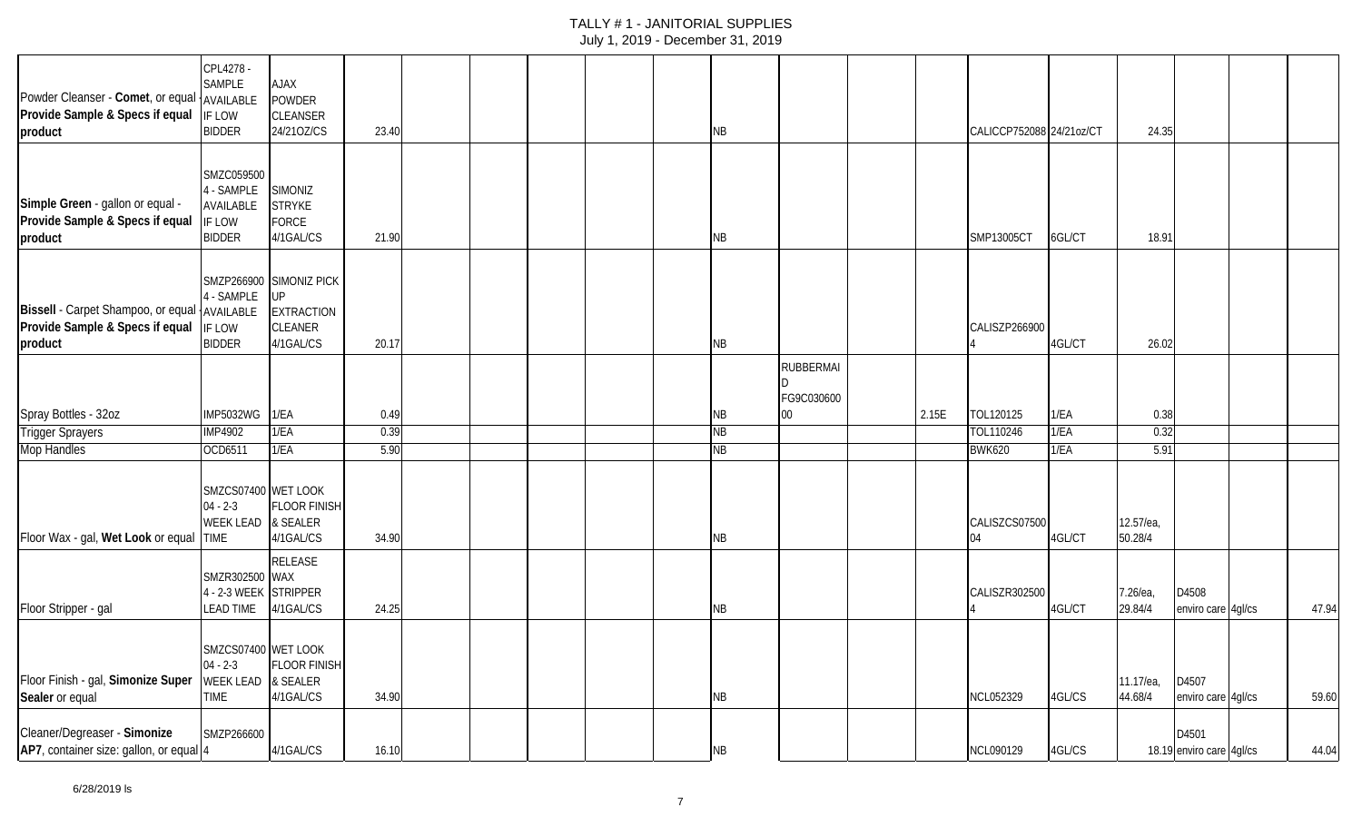| | | | | | | | | | | | | | | | | | | | |
|---|---|---|---|---|---|---|---|---|---|---|---|---|---|---|---|---|---|---|---|
| Powder Cleanser - **Comet**, or equal - **Provide Sample & Specs if equal product** | CPL4278 - SAMPLE AVAILABLE IF LOW BIDDER | AJAX POWDER CLEANSER 24/21OZ/CS | 23.40 | | | | | | | NB | | | | CALICCP752088 | 24/21oz/CT | 24.35 | | | |
| **Simple Green** - gallon or equal - **Provide Sample & Specs if equal product** | SMZC059500 4 - SAMPLE AVAILABLE IF LOW BIDDER | SIMONIZ STRYKE FORCE 4/1GAL/CS | 21.90 | | | | | | | NB | | | | SMP13005CT | 6GL/CT | 18.91 | | | |
| **Bissell** - Carpet Shampoo, or equal - **Provide Sample & Specs if equal product** | SMZP266900 4 - SAMPLE AVAILABLE IF LOW BIDDER | SIMONIZ PICK UP EXTRACTION CLEANER 4/1GAL/CS | 20.17 | | | | | | | NB | | | | CALISZP2669004 | 4GL/CT | 26.02 | | | |
| Spray Bottles - 32oz | IMP5032WG | 1/EA | 0.49 | | | | | | | NB | RUBBERMAID FG9C03060000 | | 2.15E | TOL120125 | 1/EA | 0.38 | | | |
| Trigger Sprayers | IMP4902 | 1/EA | 0.39 | | | | | | | NB | | | | TOL110246 | 1/EA | 0.32 | | | |
| Mop Handles | OCD6511 | 1/EA | 5.90 | | | | | | | NB | | | | BWK620 | 1/EA | 5.91 | | | |
| Floor Wax - gal, **Wet Look** or equal | SMZCS0740004 - 2-3 WEEK LEAD TIME | WET LOOK FLOOR FINISH & SEALER 4/1GAL/CS | 34.90 | | | | | | | NB | | | | CALISZCS0750004 | 4GL/CT | 12.57/ea, 50.28/4 | | | |
| Floor Stripper - gal | SMZR3025004 - 2-3 WEEK LEAD TIME | RELEASE WAX STRIPPER 4/1GAL/CS | 24.25 | | | | | | | NB | | | | CALISZR3025004 | 4GL/CT | 7.26/ea, 29.84/4 | D4508 enviro care | 4gl/cs | 47.94 |
| Floor Finish - gal, **Simonize Super Sealer** or equal | SMZCS0740004 - 2-3 WEEK LEAD TIME | WET LOOK FLOOR FINISH & SEALER 4/1GAL/CS | 34.90 | | | | | | | NB | | | | NCL052329 | 4GL/CS | 11.17/ea, 44.68/4 | D4507 enviro care | 4gl/cs | 59.60 |
| Cleaner/Degreaser - **Simonize AP7**, container size: gallon, or equal | SMZP2666004 | 4/1GAL/CS | 16.10 | | | | | | | NB | | | | NCL090129 | 4GL/CS | 18.19 | D4501 enviro care | 4gl/cs | 44.04 |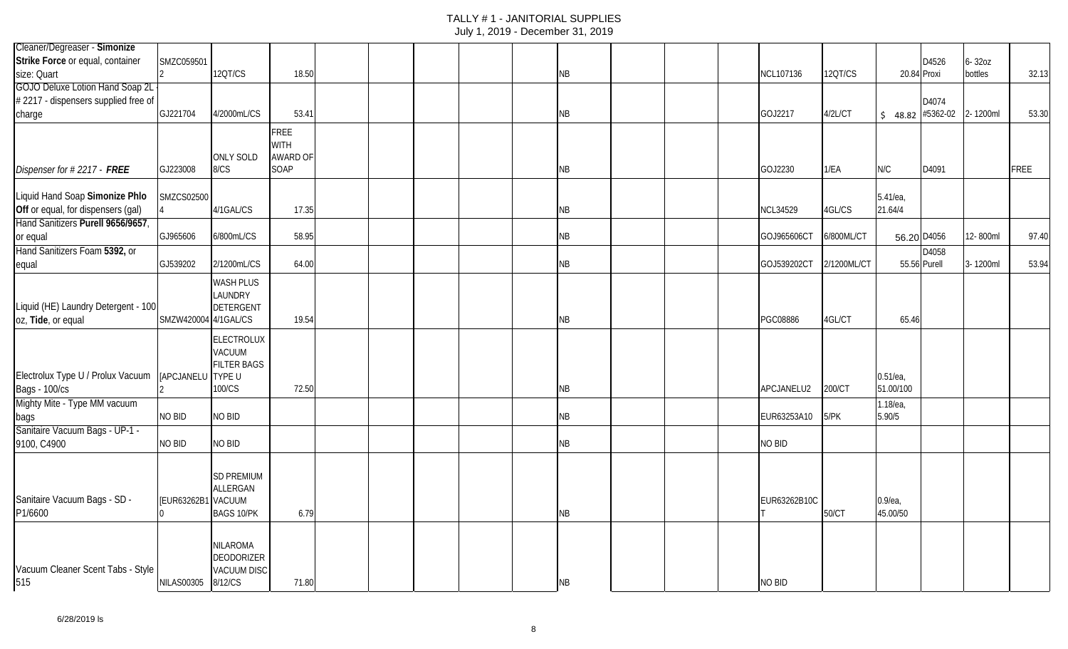# TALLY # 1 - JANITORIAL SUPPLIES

July 1, 2019 - December 31, 2019

| | | | | | | | | | | | | | | | | | |
|---|---|---|---|---|---|---|---|---|---|---|---|---|---|---|---|---|---|
| Cleaner/Degreaser - **Simonize Strike Force** or equal, container size: Quart | SMZC0595012 | 12QT/CS | 18.50 | | | | | NB | | | | NCL107136 | 12QT/CS | 20.84 | D4526 Proxi | 6- 32oz bottles | 32.13 |
| GOJO Deluxe Lotion Hand Soap 2L - # 2217 - dispensers supplied free of charge | GJ221704 | 4/2000mL/CS | 53.41 | | | | | NB | | | | GOJ2217 | 4/2L/CT | $ 48.82 | D4074 #5362-02 | 2- 1200ml | 53.30 |
| *Dispenser for # 2217 - **FREE*** | GJ223008 | ONLY SOLD 8/CS | FREE WITH AWARD OF SOAP | | | | | NB | | | | GOJ2230 | 1/EA | N/C | D4091 | | FREE |
| Liquid Hand Soap **Simonize Phlo Off** or equal, for dispensers (gal) | SMZCS025004 | 4/1GAL/CS | 17.35 | | | | | NB | | | | NCL34529 | 4GL/CS | 5.41/ea, 21.64/4 | | | |
| Hand Sanitizers **Purell 9656/9657**, or equal | GJ965606 | 6/800mL/CS | 58.95 | | | | | NB | | | | GOJ965606CT | 6/800ML/CT | 56.20 | D4056 | 12- 800ml | 97.40 |
| Hand Sanitizers Foam **5392,** or equal | GJ539202 | 2/1200mL/CS | 64.00 | | | | | NB | | | | GOJ539202CT | 2/1200ML/CT | 55.56 | D4058 Purell | 3- 1200ml | 53.94 |
| Liquid (HE) Laundry Detergent - 100 oz, **Tide**, or equal | SMZW420004 | WASH PLUS LAUNDRY DETERGENT 4/1GAL/CS | 19.54 | | | | | NB | | | | PGC08886 | 4GL/CT | 65.46 | | | |
| Electrolux Type U / Prolux Vacuum Bags - 100/cs | [APCJANELU2 | ELECTROLUX VACUUM FILTER BAGS TYPE U 100/CS | 72.50 | | | | | NB | | | | APCJANELU2 | 200/CT | 0.51/ea, 51.00/100 | | | |
| Mighty Mite - Type MM vacuum bags | NO BID | NO BID | | | | | | NB | | | | EUR63253A10 | 5/PK | 1.18/ea, 5.90/5 | | | |
| Sanitaire Vacuum Bags - UP-1 - 9100, C4900 | NO BID | NO BID | | | | | | NB | | | | NO BID | | | | | |
| Sanitaire Vacuum Bags - SD - P1/6600 | [EUR63262B10 | SD PREMIUM ALLERGAN VACUUM BAGS 10/PK | 6.79 | | | | | NB | | | | EUR63262B10CT | 50/CT | 0.9/ea, 45.00/50 | | | |
| Vacuum Cleaner Scent Tabs - Style 515 | NILAS00305 | NILAROMA DEODORIZER VACUUM DISC 8/12/CS | 71.80 | | | | | NB | | | | NO BID | | | | | |

6/28/2019 ls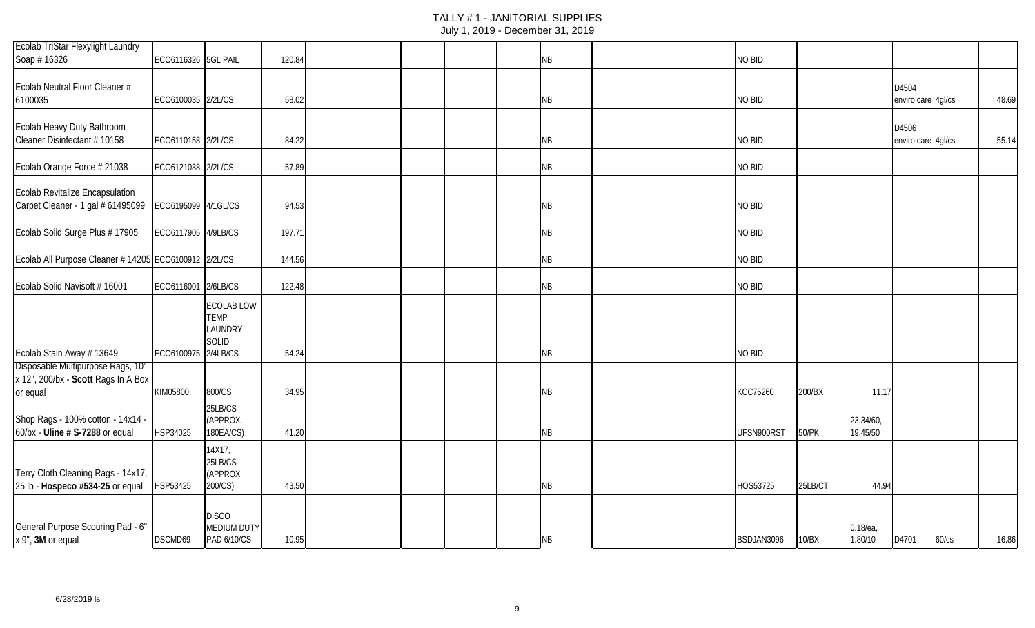| | | | | | | | | | | | | | | | | | | |
|---|---|---|---|---|---|---|---|---|---|---|---|---|---|---|---|---|---|---|
| Ecolab TriStar Flexylight Laundry Soap # 16326 | ECO6116326 | 5GL PAIL | 120.84 | | | | | | NB | | | | NO BID | | | | | |
| Ecolab Neutral Floor Cleaner # 6100035 | ECO6100035 | 2/2L/CS | 58.02 | | | | | | NB | | | | NO BID | | | D4504 enviro care | 4gl/cs | 48.69 |
| Ecolab Heavy Duty Bathroom Cleaner Disinfectant # 10158 | ECO6110158 | 2/2L/CS | 84.22 | | | | | | NB | | | | NO BID | | | D4506 enviro care | 4gl/cs | 55.14 |
| Ecolab Orange Force # 21038 | ECO6121038 | 2/2L/CS | 57.89 | | | | | | NB | | | | NO BID | | | | | |
| Ecolab Revitalize Encapsulation Carpet Cleaner - 1 gal # 61495099 | ECO6195099 | 4/1GL/CS | 94.53 | | | | | | NB | | | | NO BID | | | | | |
| Ecolab Solid Surge Plus # 17905 | ECO6117905 | 4/9LB/CS | 197.71 | | | | | | NB | | | | NO BID | | | | | |
| Ecolab All Purpose Cleaner # 14205 | ECO6100912 | 2/2L/CS | 144.56 | | | | | | NB | | | | NO BID | | | | | |
| Ecolab Solid Navisoft # 16001 | ECO6116001 | 2/6LB/CS | 122.48 | | | | | | NB | | | | NO BID | | | | | |
| Ecolab Stain Away # 13649 | ECO6100975 | ECOLAB LOW TEMP LAUNDRY SOLID 2/4LB/CS | 54.24 | | | | | | NB | | | | NO BID | | | | | |
| Disposable Multipurpose Rags, 10" x 12", 200/bx - **Scott** Rags In A Box or equal | KIM05800 | 800/CS | 34.95 | | | | | | NB | | | | KCC75260 | 200/BX | 11.17 | | | |
| Shop Rags - 100% cotton - 14x14 - 60/bx - **Uline # S-7288** or equal | HSP34025 | 25LB/CS (APPROX. 180EA/CS) | 41.20 | | | | | | NB | | | | UFSN900RST | 50/PK | 23.34/60, 19.45/50 | | | |
| Terry Cloth Cleaning Rags - 14x17, 25 lb - **Hospeco #534-25** or equal | HSP53425 | 14X17, 25LB/CS (APPROX 200/CS) | 43.50 | | | | | | NB | | | | HOS53725 | 25LB/CT | 44.94 | | | |
| General Purpose Scouring Pad - 6" x 9", **3M** or equal | DSCMD69 | DISCO MEDIUM DUTY PAD 6/10/CS | 10.95 | | | | | | NB | | | | BSDJAN3096 | 10/BX | 0.18/ea, 1.80/10 | D4701 | 60/cs | 16.86 |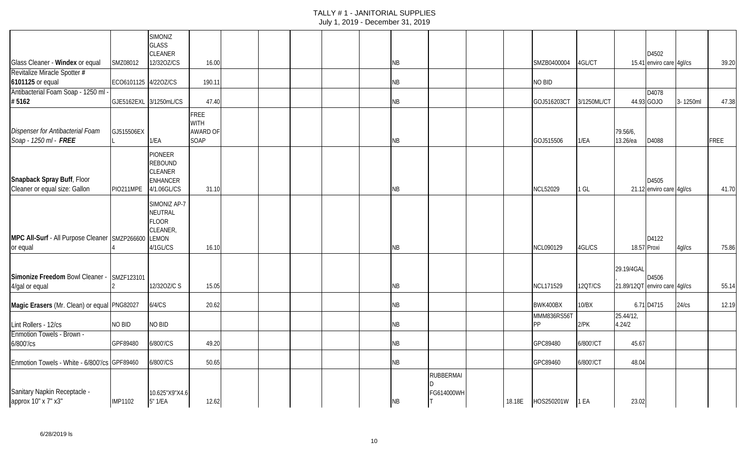# TALLY # 1 - JANITORIAL SUPPLIES

July 1, 2019 - December 31, 2019

| | | | | | | | | | | | | | | | | | | | |
|---|---|---|---|---|---|---|---|---|---|---|---|---|---|---|---|---|---|---|---|
| Glass Cleaner - **Windex** or equal | SMZ08012 | SIMONIZ GLASS CLEANER 12/32OZ/CS | 16.00 | | | | | | | NB | | | | SMZB0400004 | 4GL/CT | 15.41 | D4502 enviro care | 4gl/cs | 39.20 |
| Revitalize Miracle Spotter **# 6101125** or equal | ECO6101125 | 4/22OZ/CS | 190.11 | | | | | | | NB | | | | NO BID | | | | | |
| Antibacterial Foam Soap - 1250 ml - **# 5162** | GJE5162EXL | 3/1250mL/CS | 47.40 | | | | | | | NB | | | | GOJ516203CT | 3/1250ML/CT | 44.93 | D4078 GOJO | 3- 1250ml | 47.38 |
| *Dispenser for Antibacterial Foam Soap - 1250 ml - **FREE*** | GJ515506EXL | 1/EA | FREE WITH AWARD OF SOAP | | | | | | | NB | | | | GOJ515506 | 1/EA | 79.56/6, 13.26/ea | D4088 | | FREE |
| **Snapback Spray Buff**, Floor Cleaner or equal size: Gallon | PIO211MPE | PIONEER REBOUND CLEANER ENHANCER 4/1.06GL/CS | 31.10 | | | | | | | NB | | | | NCL52029 | 1 GL | 21.12 | D4505 enviro care | 4gl/cs | 41.70 |
| **MPC All-Surf** - All Purpose Cleaner or equal | SMZP2666004 | SIMONIZ AP-7 NEUTRAL FLOOR CLEANER, LEMON 4/1GL/CS | 16.10 | | | | | | | NB | | | | NCL090129 | 4GL/CS | 18.57 | D4122 Proxi | 4gl/cs | 75.86 |
| **Simonize Freedom** Bowl Cleaner - 4/gal or equal | SMZF1231012 | 12/32OZ/C S | 15.05 | | | | | | | NB | | | | NCL171529 | 12QT/CS | 29.19/4GAL, 21.89/12QT | D4506 enviro care | 4gl/cs | 55.14 |
| **Magic Erasers** (Mr. Clean) or equal | PNG82027 | 6/4/CS | 20.62 | | | | | | | NB | | | | BWK400BX | 10/BX | 6.71 | D4715 | 24/cs | 12.19 |
| Lint Rollers - 12/cs | NO BID | NO BID | | | | | | | | NB | | | | MMM836RS56TPP | 2/PK | 25.44/12, 4.24/2 | | | |
| Enmotion Towels - Brown - 6/800'/cs | GPF89480 | 6/800'/CS | 49.20 | | | | | | | NB | | | | GPC89480 | 6/800'/CT | 45.67 | | | |
| Enmotion Towels - White - 6/800'/cs | GPF89460 | 6/800'/CS | 50.65 | | | | | | | NB | | | | GPC89460 | 6/800'/CT | 48.04 | | | |
| Sanitary Napkin Receptacle - approx 10" x 7" x3" | IMP1102 | 10.625"X9"X4.65" 1/EA | 12.62 | | | | | | | NB | RUBBERMAID FG614000WHT | | 18.18E | HOS250201W | 1 EA | 23.02 | | | |

6/28/2019 ls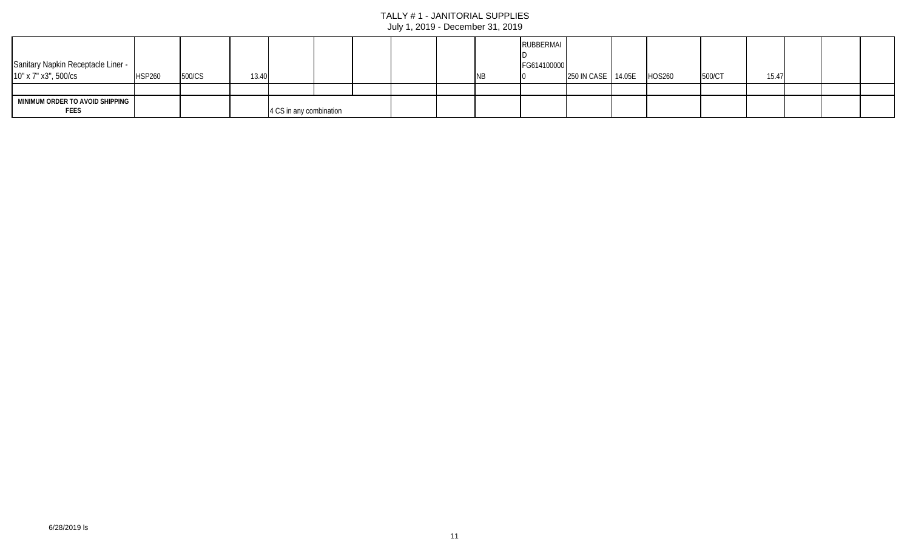# TALLY # 1 - JANITORIAL SUPPLIES

July 1, 2019 - December 31, 2019

| | | | | | | | | | | | | | | | | | | |
|---|---|---|---|---|---|---|---|---|---|---|---|---|---|---|---|---|---|---|
| Sanitary Napkin Receptacle Liner - 10" x 7" x3", 500/cs | HSP260 | 500/CS | 13.40 | | | | | | NB | RUBBERMAID FG6141000000 | 250 IN CASE | 14.05E | HOS260 | 500/CT | 15.47 | | | |
| | | | | | | | | | | | | | | | | | | |
| **MINIMUM ORDER TO AVOID SHIPPING FEES** | | | | 4 CS in any combination | | | | | | | | | | | | | | |

6/28/2019 ls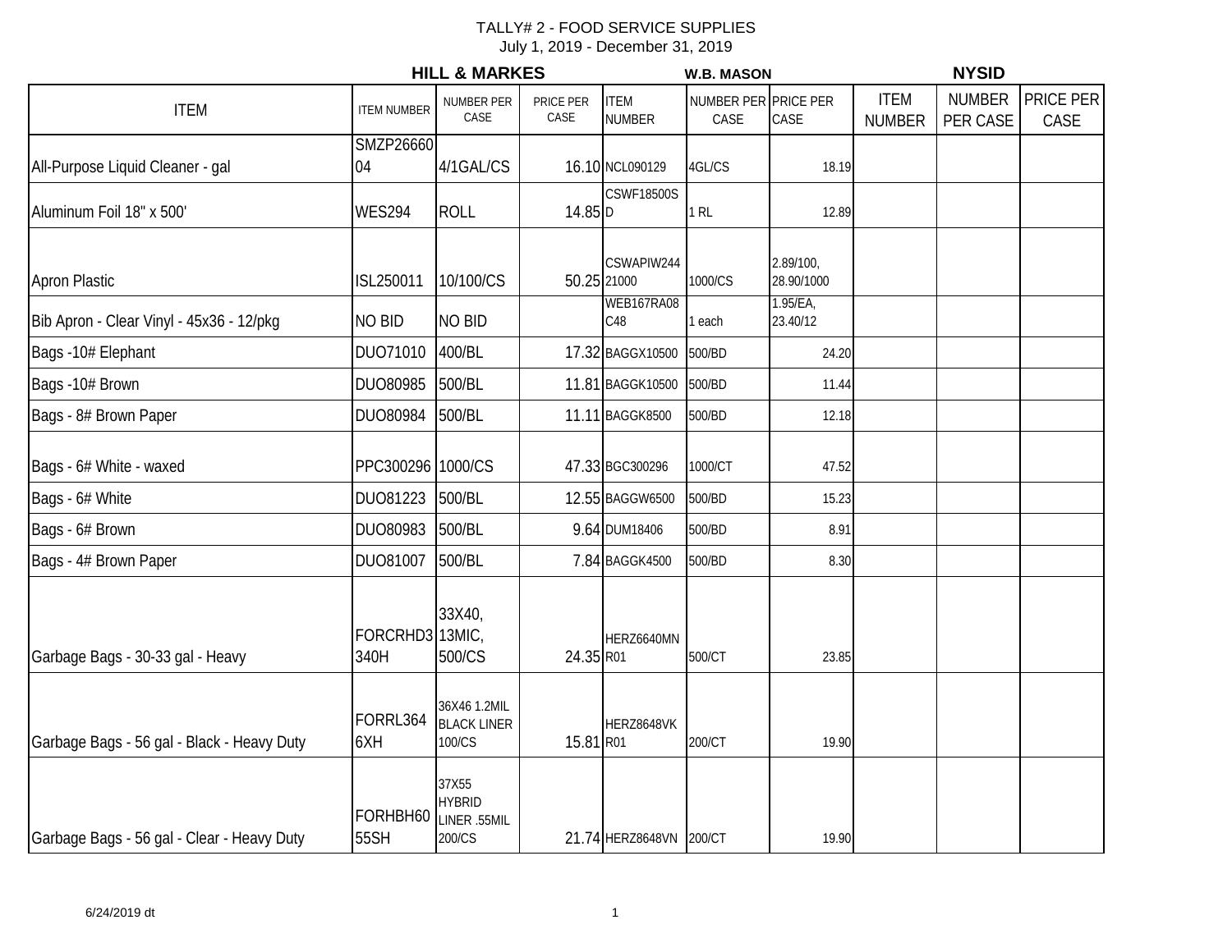TALLY# 2 - FOOD SERVICE SUPPLIES

July 1, 2019 - December 31, 2019

| | HILL & MARKES | | | W.B. MASON | | | NYSID | | |
|---|---|---|---|---|---|---|---|---|---|
| ITEM | ITEM NUMBER | NUMBER PER CASE | PRICE PER CASE | ITEM NUMBER | NUMBER PER CASE | PRICE PER CASE | ITEM NUMBER | NUMBER PER CASE | PRICE PER CASE |
| All-Purpose Liquid Cleaner - gal | SMZP2666004 | 4/1GAL/CS | 16.10 | NCL090129 | 4GL/CS | 18.19 | | | |
| Aluminum Foil 18" x 500' | WES294 | ROLL | 14.85 | CSWF18500SD | 1 RL | 12.89 | | | |
| Apron Plastic | ISL250011 | 10/100/CS | 50.25 | CSWAPIW24421000 | 1000/CS | 2.89/100, 28.90/1000 | | | |
| Bib Apron - Clear Vinyl - 45x36 - 12/pkg | NO BID | NO BID | | WEB167RA08C48 | 1 each | 1.95/EA, 23.40/12 | | | |
| Bags -10# Elephant | DUO71010 | 400/BL | 17.32 | BAGGX10500 | 500/BD | 24.20 | | | |
| Bags -10# Brown | DUO80985 | 500/BL | 11.81 | BAGGK10500 | 500/BD | 11.44 | | | |
| Bags - 8# Brown Paper | DUO80984 | 500/BL | 11.11 | BAGGK8500 | 500/BD | 12.18 | | | |
| Bags - 6# White - waxed | PPC300296 | 1000/CS | 47.33 | BGC300296 | 1000/CT | 47.52 | | | |
| Bags - 6# White | DUO81223 | 500/BL | 12.55 | BAGGW6500 | 500/BD | 15.23 | | | |
| Bags - 6# Brown | DUO80983 | 500/BL | 9.64 | DUM18406 | 500/BD | 8.91 | | | |
| Bags - 4# Brown Paper | DUO81007 | 500/BL | 7.84 | BAGGK4500 | 500/BD | 8.30 | | | |
| Garbage Bags - 30-33 gal - Heavy | FORCRHD3340H | 33X40, 13MIC, 500/CS | 24.35 | HERZ6640MNR01 | 500/CT | 23.85 | | | |
| Garbage Bags - 56 gal - Black - Heavy Duty | FORRL3646XH | 36X46 1.2MIL BLACK LINER 100/CS | 15.81 | HERZ8648VKR01 | 200/CT | 19.90 | | | |
| Garbage Bags - 56 gal - Clear - Heavy Duty | FORHBH6055SH | 37X55 HYBRID LINER .55MIL 200/CS | 21.74 | HERZ8648VN | 200/CT | 19.90 | | | |

6/24/2019 dt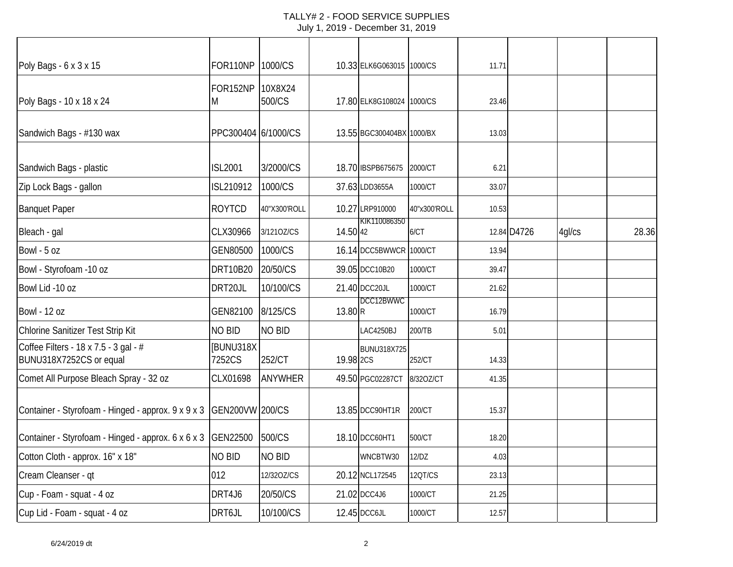# TALLY# 2 - FOOD SERVICE SUPPLIES
July 1, 2019 - December 31, 2019

| | | | | | | | | | |
|---|---|---|---|---|---|---|---|---|---|
| Poly Bags - 6 x 3 x 15 | FOR110NP | 1000/CS | 10.33 | ELK6G063015 | 1000/CS | 11.71 | | | |
| Poly Bags - 10 x 18 x 24 | FOR152NPM | 10X8X24 500/CS | 17.80 | ELK8G108024 | 1000/CS | 23.46 | | | |
| Sandwich Bags - #130 wax | PPC300404 | 6/1000/CS | 13.55 | BGC300404BX | 1000/BX | 13.03 | | | |
| Sandwich Bags - plastic | ISL2001 | 3/2000/CS | 18.70 | IBSPB675675 | 2000/CT | 6.21 | | | |
| Zip Lock Bags - gallon | ISL210912 | 1000/CS | 37.63 | LDD3655A | 1000/CT | 33.07 | | | |
| Banquet Paper | ROYTCD | 40"X300'ROLL | 10.27 | LRP910000 | 40"x300'ROLL | 10.53 | | | |
| Bleach - gal | CLX30966 | 3/121OZ/CS | 14.50 | KIK11008635042 | 6/CT | 12.84 | D4726 | 4gl/cs | 28.36 |
| Bowl - 5 oz | GEN80500 | 1000/CS | 16.14 | DCC5BWWCR | 1000/CT | 13.94 | | | |
| Bowl - Styrofoam -10 oz | DRT10B20 | 20/50/CS | 39.05 | DCC10B20 | 1000/CT | 39.47 | | | |
| Bowl Lid -10 oz | DRT20JL | 10/100/CS | 21.40 | DCC20JL | 1000/CT | 21.62 | | | |
| Bowl - 12 oz | GEN82100 | 8/125/CS | 13.80 | DCC12BWWCR | 1000/CT | 16.79 | | | |
| Chlorine Sanitizer Test Strip Kit | NO BID | NO BID | | LAC4250BJ | 200/TB | 5.01 | | | |
| Coffee Filters - 18 x 7.5 - 3 gal - # BUNU318X7252CS or equal | [BUNU318X7252CS | 252/CT | 19.98 | BUNU318X7252CS | 252/CT | 14.33 | | | |
| Comet All Purpose Bleach Spray - 32 oz | CLX01698 | ANYWHER | 49.50 | PGC02287CT | 8/32OZ/CT | 41.35 | | | |
| Container - Styrofoam - Hinged - approx. 9 x 9 x 3 | GEN200VW | 200/CS | 13.85 | DCC90HT1R | 200/CT | 15.37 | | | |
| Container - Styrofoam - Hinged - approx. 6 x 6 x 3 | GEN22500 | 500/CS | 18.10 | DCC60HT1 | 500/CT | 18.20 | | | |
| Cotton Cloth - approx. 16" x 18" | NO BID | NO BID | | WNCBTW30 | 12/DZ | 4.03 | | | |
| Cream Cleanser - qt | 012 | 12/32OZ/CS | 20.12 | NCL172545 | 12QT/CS | 23.13 | | | |
| Cup - Foam - squat - 4 oz | DRT4J6 | 20/50/CS | 21.02 | DCC4J6 | 1000/CT | 21.25 | | | |
| Cup Lid - Foam - squat - 4 oz | DRT6JL | 10/100/CS | 12.45 | DCC6JL | 1000/CT | 12.57 | | | |

6/24/2019 dt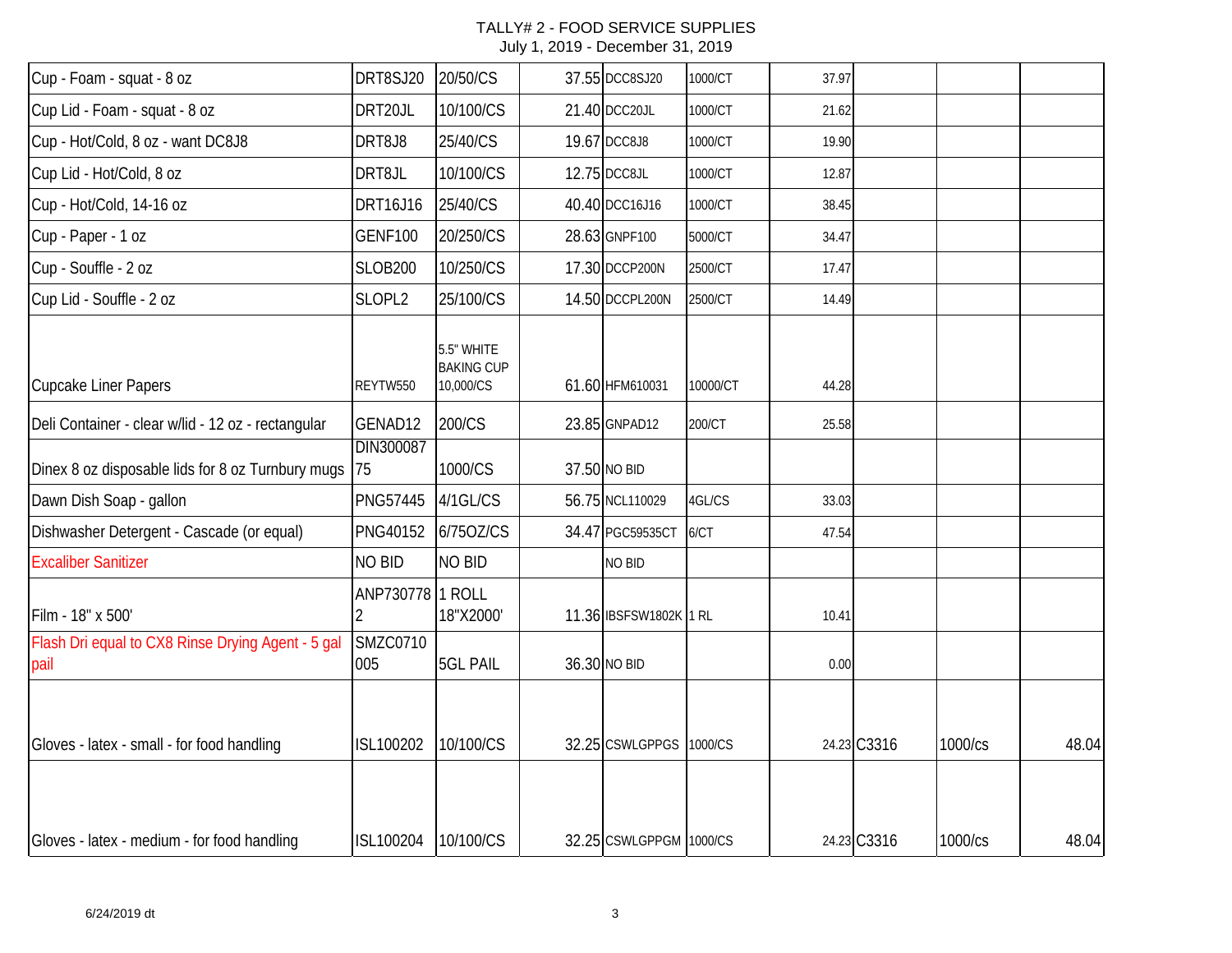# TALLY# 2 - FOOD SERVICE SUPPLIES

July 1, 2019 - December 31, 2019

| | | | | | | | | | |
|---|---|---|---|---|---|---|---|---|---|
| Cup - Foam - squat - 8 oz | DRT8SJ20 | 20/50/CS | 37.55 | DCC8SJ20 | 1000/CT | 37.97 | | | |
| Cup Lid - Foam - squat - 8 oz | DRT20JL | 10/100/CS | 21.40 | DCC20JL | 1000/CT | 21.62 | | | |
| Cup - Hot/Cold, 8 oz - want DC8J8 | DRT8J8 | 25/40/CS | 19.67 | DCC8J8 | 1000/CT | 19.90 | | | |
| Cup Lid - Hot/Cold, 8 oz | DRT8JL | 10/100/CS | 12.75 | DCC8JL | 1000/CT | 12.87 | | | |
| Cup - Hot/Cold, 14-16 oz | DRT16J16 | 25/40/CS | 40.40 | DCC16J16 | 1000/CT | 38.45 | | | |
| Cup - Paper - 1 oz | GENF100 | 20/250/CS | 28.63 | GNPF100 | 5000/CT | 34.47 | | | |
| Cup - Souffle - 2 oz | SLOB200 | 10/250/CS | 17.30 | DCCP200N | 2500/CT | 17.47 | | | |
| Cup Lid - Souffle - 2 oz | SLOPL2 | 25/100/CS | 14.50 | DCCPL200N | 2500/CT | 14.49 | | | |
| Cupcake Liner Papers | REYTW550 | 5.5" WHITE BAKING CUP 10,000/CS | 61.60 | HFM610031 | 10000/CT | 44.28 | | | |
| Deli Container - clear w/lid - 12 oz - rectangular | GENAD12 | 200/CS | 23.85 | GNPAD12 | 200/CT | 25.58 | | | |
| Dinex 8 oz disposable lids for 8 oz Turnbury mugs | DIN30008775 | 1000/CS | 37.50 | NO BID | | | | | |
| Dawn Dish Soap - gallon | PNG57445 | 4/1GL/CS | 56.75 | NCL110029 | 4GL/CS | 33.03 | | | |
| Dishwasher Detergent - Cascade (or equal) | PNG40152 | 6/75OZ/CS | 34.47 | PGC59535CT | 6/CT | 47.54 | | | |
| Excaliber Sanitizer | NO BID | NO BID | | NO BID | | | | | |
| Film - 18" x 500' | ANP7307782 | 1 ROLL 18"X2000' | 11.36 | IBSFSW1802K | 1 RL | 10.41 | | | |
| Flash Dri equal to CX8 Rinse Drying Agent - 5 gal pail | SMZC0710005 | 5GL PAIL | 36.30 | NO BID | | 0.00 | | | |
| Gloves - latex - small - for food handling | ISL100202 | 10/100/CS | 32.25 | CSWLGPPGS | 1000/CS | 24.23 | C3316 | 1000/cs | 48.04 |
| Gloves - latex - medium - for food handling | ISL100204 | 10/100/CS | 32.25 | CSWLGPPGM | 1000/CS | 24.23 | C3316 | 1000/cs | 48.04 |

6/24/2019 dt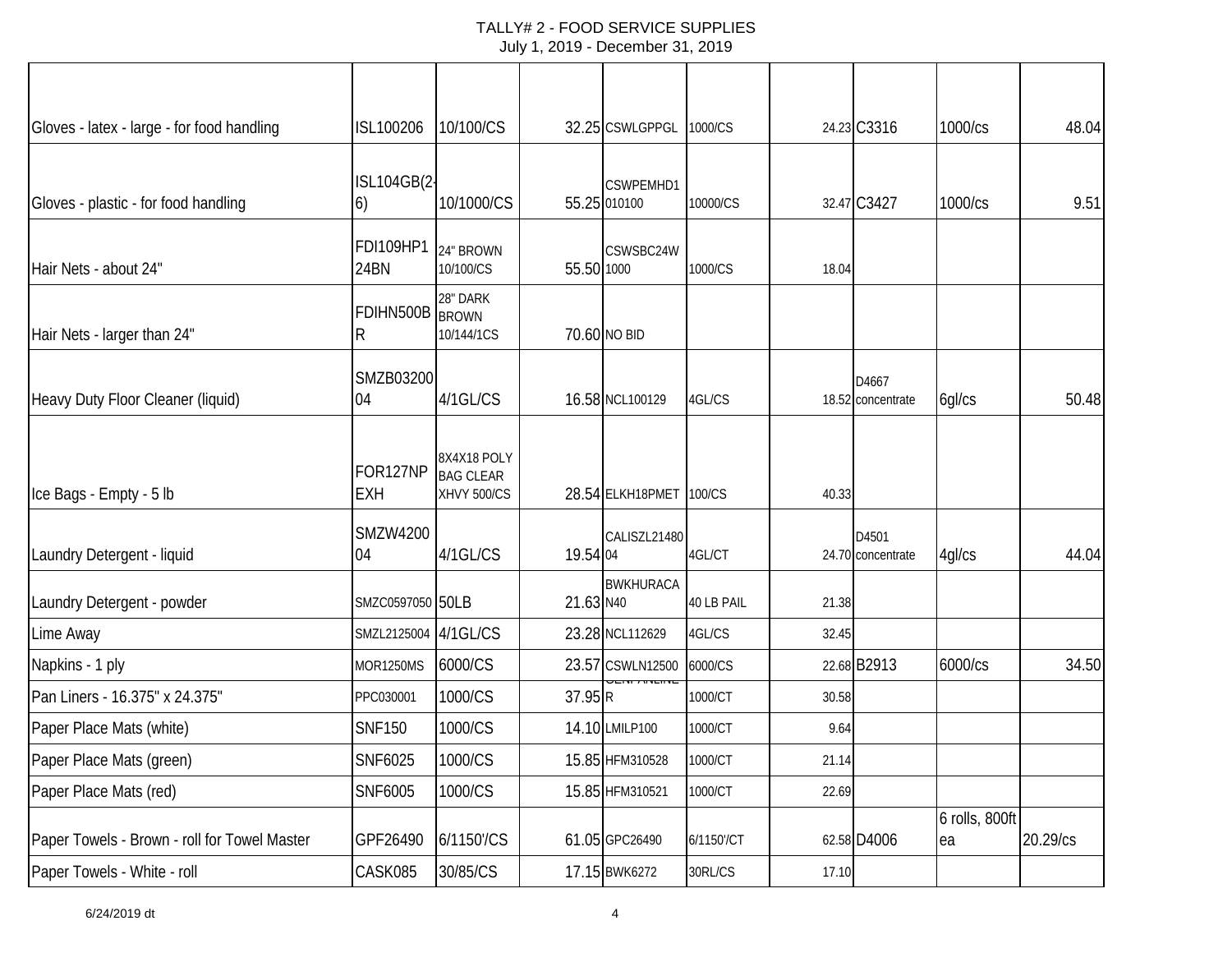TALLY# 2 - FOOD SERVICE SUPPLIES
July 1, 2019 - December 31, 2019

| | | | | | | | | | |
|---|---|---|---|---|---|---|---|---|---|
| Gloves - latex - large - for food handling | ISL100206 | 10/100/CS | 32.25 | CSWLGPPGL | 1000/CS | 24.23 | C3316 | 1000/cs | 48.04 |
| Gloves - plastic - for food handling | ISL104GB(2-6) | 10/1000/CS | 55.25 | CSWPEMHD1010100 | 10000/CS | 32.47 | C3427 | 1000/cs | 9.51 |
| Hair Nets - about 24" | FDI109HP124BN | 24" BROWN 10/100/CS | 55.50 | CSWSBC24W1000 | 1000/CS | 18.04 | | | |
| Hair Nets - larger than 24" | FDIHN500BR | 28" DARK BROWN 10/144/1CS | 70.60 | NO BID | | | | | |
| Heavy Duty Floor Cleaner (liquid) | SMZB0320004 | 4/1GL/CS | 16.58 | NCL100129 | 4GL/CS | 18.52 | D4667 concentrate | 6gl/cs | 50.48 |
| Ice Bags - Empty - 5 lb | FOR127NPEXH | 8X4X18 POLY BAG CLEAR XHVY 500/CS | 28.54 | ELKH18PMET | 100/CS | 40.33 | | | |
| Laundry Detergent - liquid | SMZW420004 | 4/1GL/CS | 19.54 | CALISZL2148004 | 4GL/CT | 24.70 | D4501 concentrate | 4gl/cs | 44.04 |
| Laundry Detergent - powder | SMZC0597050 | 50LB | 21.63 | BWKHURACAN40 | 40 LB PAIL | 21.38 | | | |
| Lime Away | SMZL2125004 | 4/1GL/CS | 23.28 | NCL112629 | 4GL/CS | 32.45 | | | |
| Napkins - 1 ply | MOR1250MS | 6000/CS | 23.57 | CSWLN12500 | 6000/CS | 22.68 | B2913 | 6000/cs | 34.50 |
| Pan Liners - 16.375" x 24.375" | PPC030001 | 1000/CS | 37.95 | GENPANLINER | 1000/CT | 30.58 | | | |
| Paper Place Mats (white) | SNF150 | 1000/CS | 14.10 | LMILP100 | 1000/CT | 9.64 | | | |
| Paper Place Mats (green) | SNF6025 | 1000/CS | 15.85 | HFM310528 | 1000/CT | 21.14 | | | |
| Paper Place Mats (red) | SNF6005 | 1000/CS | 15.85 | HFM310521 | 1000/CT | 22.69 | | | |
| Paper Towels - Brown - roll for Towel Master | GPF26490 | 6/1150'/CS | 61.05 | GPC26490 | 6/1150'/CT | 62.58 | D4006 | 6 rolls, 800ft ea | 20.29/cs |
| Paper Towels - White - roll | CASK085 | 30/85/CS | 17.15 | BWK6272 | 30RL/CS | 17.10 | | | |

6/24/2019 dt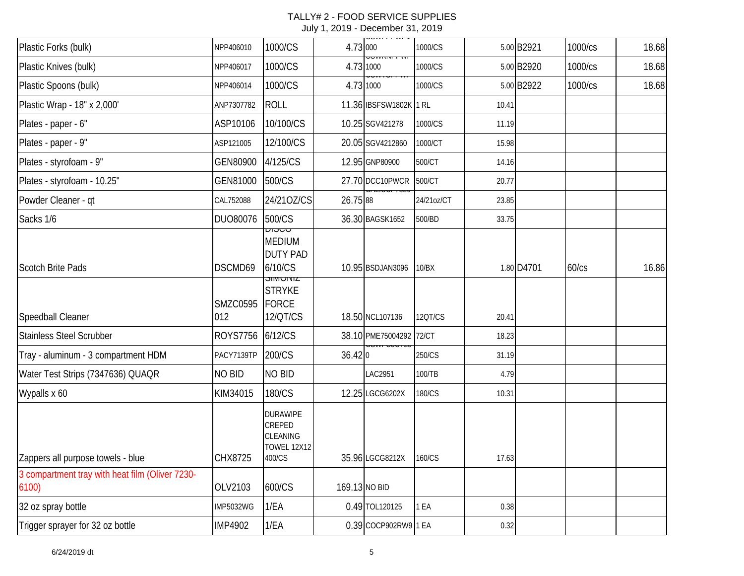TALLY# 2 - FOOD SERVICE SUPPLIES
July 1, 2019 - December 31, 2019

| | | | | | | | | | |
|---|---|---|---|---|---|---|---|---|---|
| Plastic Forks (bulk) | NPP406010 | 1000/CS | 4.73 | CSWPFWP1000 | 1000/CS | 5.00 | B2921 | 1000/cs | 18.68 |
| Plastic Knives (bulk) | NPP406017 | 1000/CS | 4.73 | CSWKNPFW1000 | 1000/CS | 5.00 | B2920 | 1000/cs | 18.68 |
| Plastic Spoons (bulk) | NPP406014 | 1000/CS | 4.73 | CSWTSPFW1000 | 1000/CS | 5.00 | B2922 | 1000/cs | 18.68 |
| Plastic Wrap - 18" x 2,000' | ANP7307782 | ROLL | 11.36 | IBSFSW1802K | 1 RL | 10.41 | | | |
| Plates - paper - 6" | ASP10106 | 10/100/CS | 10.25 | SGV421278 | 1000/CS | 11.19 | | | |
| Plates - paper - 9" | ASP121005 | 12/100/CS | 20.05 | SGV4212860 | 1000/CT | 15.98 | | | |
| Plates - styrofoam - 9" | GEN80900 | 4/125/CS | 12.95 | GNP80900 | 500/CT | 14.16 | | | |
| Plates - styrofoam - 10.25" | GEN81000 | 500/CS | 27.70 | DCC10PWCR | 500/CT | 20.77 | | | |
| Powder Cleaner - qt | CAL752088 | 24/21OZ/CS | 26.75 | CALISCP75288 | 24/21oz/CT | 23.85 | | | |
| Sacks 1/6 | DUO80076 | 500/CS | 36.30 | BAGSK1652 | 500/BD | 33.75 | | | |
| Scotch Brite Pads | DSCMD69 | DISCO MEDIUM DUTY PAD 6/10/CS | 10.95 | BSDJAN3096 | 10/BX | 1.80 | D4701 | 60/cs | 16.86 |
| Speedball Cleaner | SMZC0595012 | SIMONIZ STRYKE FORCE 12/QT/CS | 18.50 | NCL107136 | 12QT/CS | 20.41 | | | |
| Stainless Steel Scrubber | ROYS7756 | 6/12/CS | 38.10 | PME75004292 | 72/CT | 18.23 | | | |
| Tray - aluminum - 3 compartment HDM | PACY7139TP | 200/CS | 36.42 | CSWPCSCT250 | 250/CS | 31.19 | | | |
| Water Test Strips (7347636) QUAQR | NO BID | NO BID | | LAC2951 | 100/TB | 4.79 | | | |
| Wypalls x 60 | KIM34015 | 180/CS | 12.25 | LGCG6202X | 180/CS | 10.31 | | | |
| Zappers all purpose towels - blue | CHX8725 | DURAWIPE CREPED CLEANING TOWEL 12X12 400/CS | 35.96 | LGCG8212X | 160/CS | 17.63 | | | |
| 3 compartment tray with heat film (Oliver 7230-6100) | OLV2103 | 600/CS | 169.13 | NO BID | | | | | |
| 32 oz spray bottle | IMP5032WG | 1/EA | 0.49 | TOL120125 | 1 EA | 0.38 | | | |
| Trigger sprayer for 32 oz bottle | IMP4902 | 1/EA | 0.39 | COCP902RW9 | 1 EA | 0.32 | | | |

6/24/2019 dt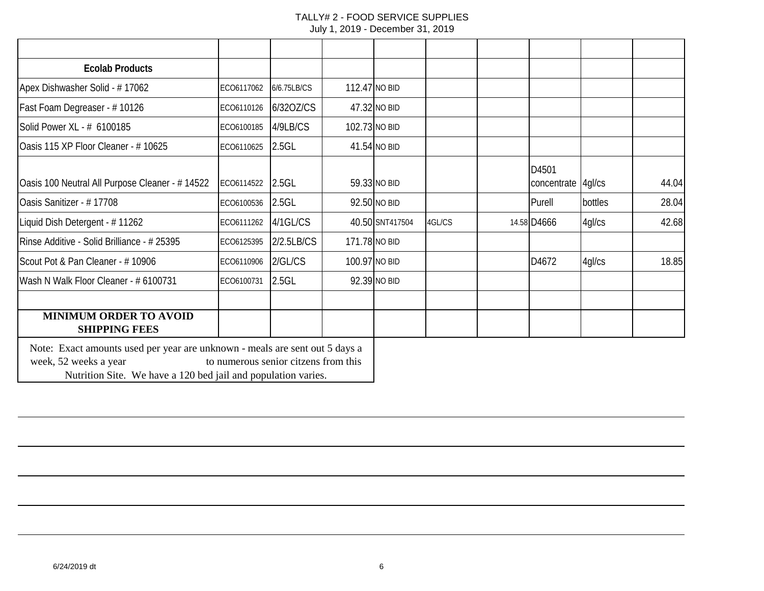TALLY# 2 - FOOD SERVICE SUPPLIES
July 1, 2019 - December 31, 2019

| | | | | | | | | | |
|---|---|---|---|---|---|---|---|---|---|
| | | | | | | | | | |
| **Ecolab Products** | | | | | | | | | |
| Apex Dishwasher Solid - # 17062 | ECO6117062 | 6/6.75LB/CS | 112.47 | NO BID | | | | | |
| Fast Foam Degreaser - # 10126 | ECO6110126 | 6/32OZ/CS | 47.32 | NO BID | | | | | |
| Solid Power XL - # 6100185 | ECO6100185 | 4/9LB/CS | 102.73 | NO BID | | | | | |
| Oasis 115 XP Floor Cleaner - # 10625 | ECO6110625 | 2.5GL | 41.54 | NO BID | | | | | |
| Oasis 100 Neutral All Purpose Cleaner - # 14522 | ECO6114522 | 2.5GL | 59.33 | NO BID | | | D4501 concentrate | 4gl/cs | 44.04 |
| Oasis Sanitizer - # 17708 | ECO6100536 | 2.5GL | 92.50 | NO BID | | | Purell | bottles | 28.04 |
| Liquid Dish Detergent - # 11262 | ECO6111262 | 4/1GL/CS | 40.50 | SNT417504 | 4GL/CS | 14.58 | D4666 | 4gl/cs | 42.68 |
| Rinse Additive - Solid Brilliance - # 25395 | ECO6125395 | 2/2.5LB/CS | 171.78 | NO BID | | | | | |
| Scout Pot & Pan Cleaner - # 10906 | ECO6110906 | 2/GL/CS | 100.97 | NO BID | | | D4672 | 4gl/cs | 18.85 |
| Wash N Walk Floor Cleaner - # 6100731 | ECO6100731 | 2.5GL | 92.39 | NO BID | | | | | |
| | | | | | | | | | |
| **MINIMUM ORDER TO AVOID SHIPPING FEES** | | | | | | | | | |

Note: Exact amounts used per year are unknown - meals are sent out 5 days a week, 52 weeks a year to numerous senior citzens from this Nutrition Site. We have a 120 bed jail and population varies.

6/24/2019 dt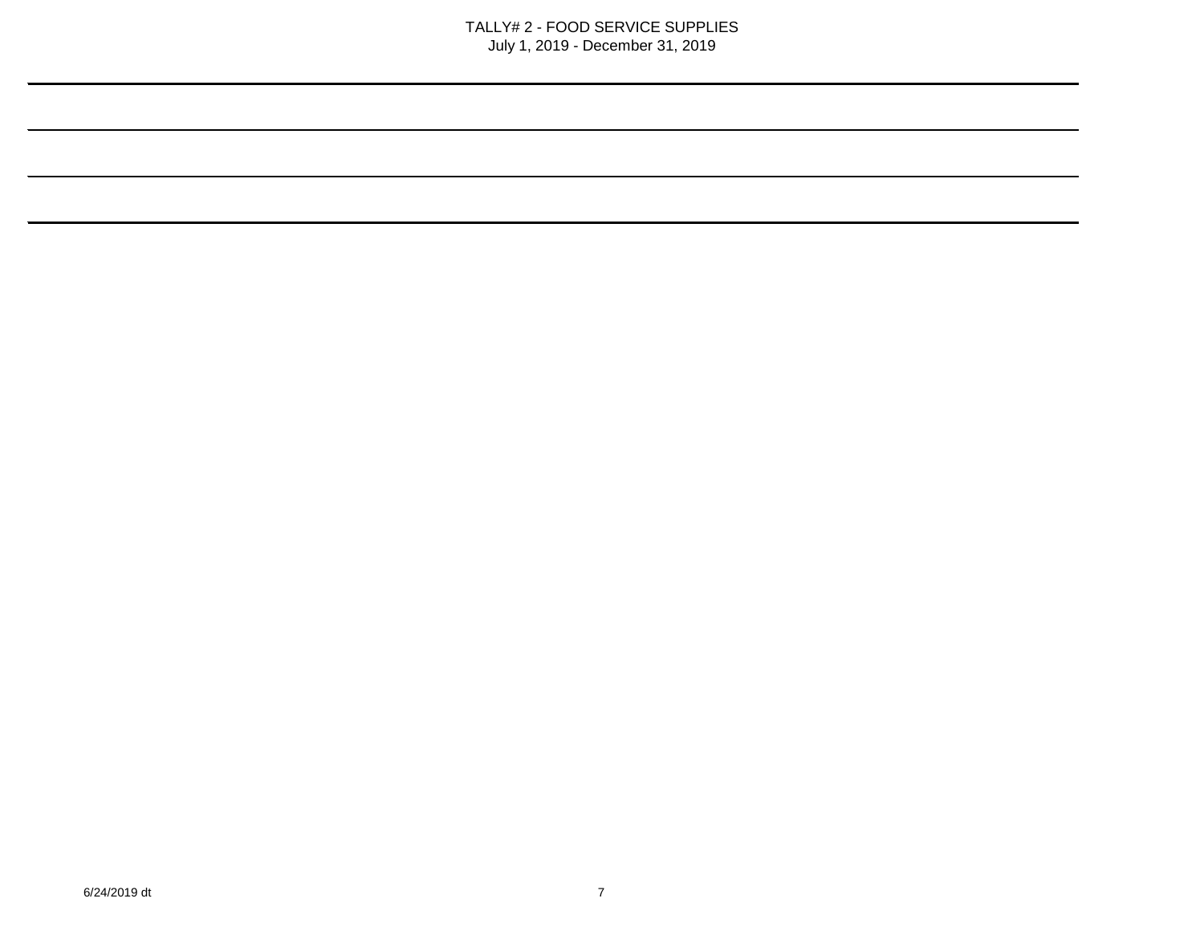TALLY# 2 - FOOD SERVICE SUPPLIES
July 1, 2019 - December 31, 2019

6/24/2019 dt